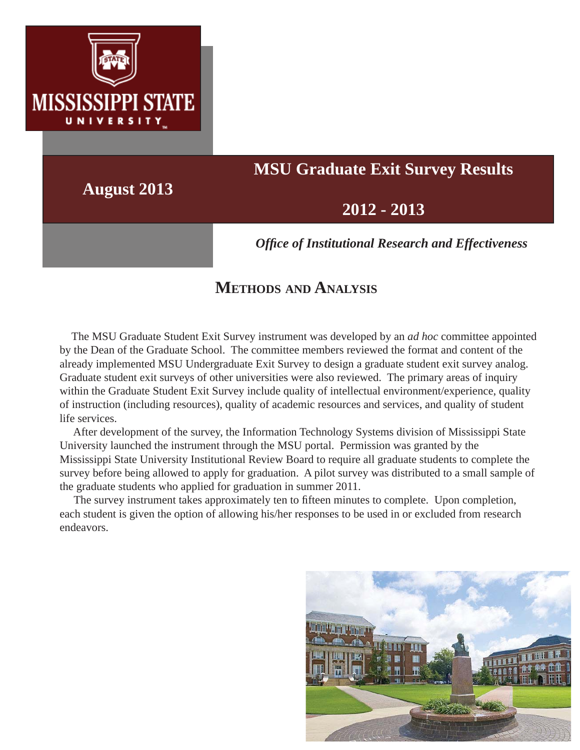MISSISSIPPI STATE UNIVERSITY

# MSU Graduate Exit Survey Results

# 2012 - 2013

**August 2013**

***Office of Institutional Research and Effectiveness***

## Methods and Analysis

The MSU Graduate Student Exit Survey instrument was developed by an *ad hoc* committee appointed by the Dean of the Graduate School. The committee members reviewed the format and content of the already implemented MSU Undergraduate Exit Survey to design a graduate student exit survey analog. Graduate student exit surveys of other universities were also reviewed. The primary areas of inquiry within the Graduate Student Exit Survey include quality of intellectual environment/experience, quality of instruction (including resources), quality of academic resources and services, and quality of student life services.

After development of the survey, the Information Technology Systems division of Mississippi State University launched the instrument through the MSU portal. Permission was granted by the Mississippi State University Institutional Review Board to require all graduate students to complete the survey before being allowed to apply for graduation. A pilot survey was distributed to a small sample of the graduate students who applied for graduation in summer 2011.

The survey instrument takes approximately ten to fifteen minutes to complete. Upon completion, each student is given the option of allowing his/her responses to be used in or excluded from research endeavors.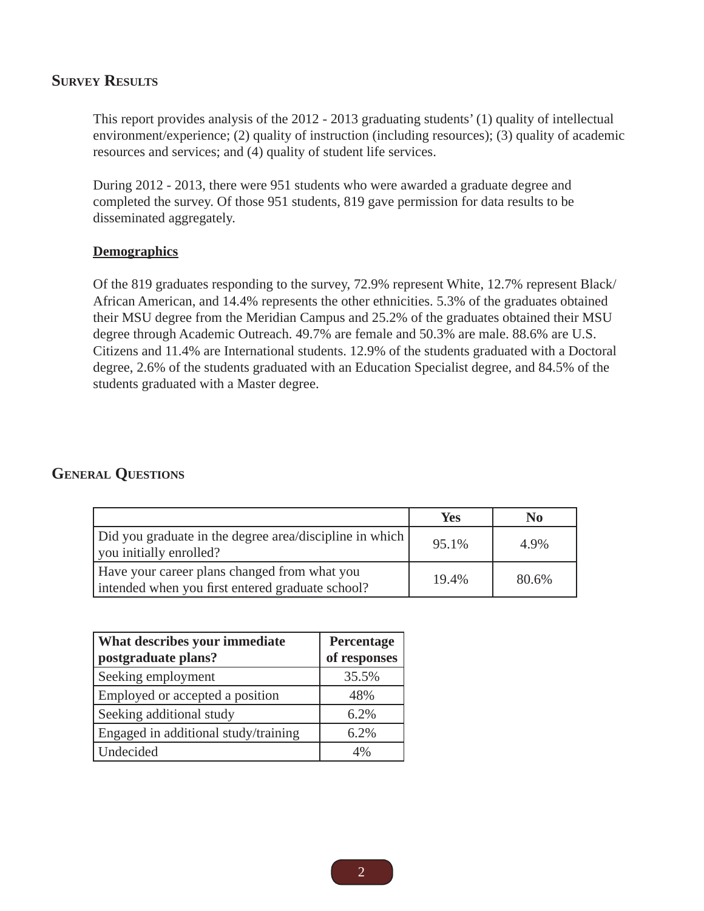## Survey Results

This report provides analysis of the 2012 - 2013 graduating students' (1) quality of intellectual environment/experience; (2) quality of instruction (including resources); (3) quality of academic resources and services; and (4) quality of student life services.

During 2012 - 2013, there were 951 students who were awarded a graduate degree and completed the survey. Of those 951 students, 819 gave permission for data results to be disseminated aggregately.

### Demographics

Of the 819 graduates responding to the survey, 72.9% represent White, 12.7% represent Black/ African American, and 14.4% represents the other ethnicities. 5.3% of the graduates obtained their MSU degree from the Meridian Campus and 25.2% of the graduates obtained their MSU degree through Academic Outreach. 49.7% are female and 50.3% are male. 88.6% are U.S. Citizens and 11.4% are International students. 12.9% of the students graduated with a Doctoral degree, 2.6% of the students graduated with an Education Specialist degree, and 84.5% of the students graduated with a Master degree.

## General Questions

| | Yes | No |
|---|---|---|
| Did you graduate in the degree area/discipline in which you initially enrolled? | 95.1% | 4.9% |
| Have your career plans changed from what you intended when you first entered graduate school? | 19.4% | 80.6% |

| What describes your immediate postgraduate plans? | Percentage of responses |
|---|---|
| Seeking employment | 35.5% |
| Employed or accepted a position | 48% |
| Seeking additional study | 6.2% |
| Engaged in additional study/training | 6.2% |
| Undecided | 4% |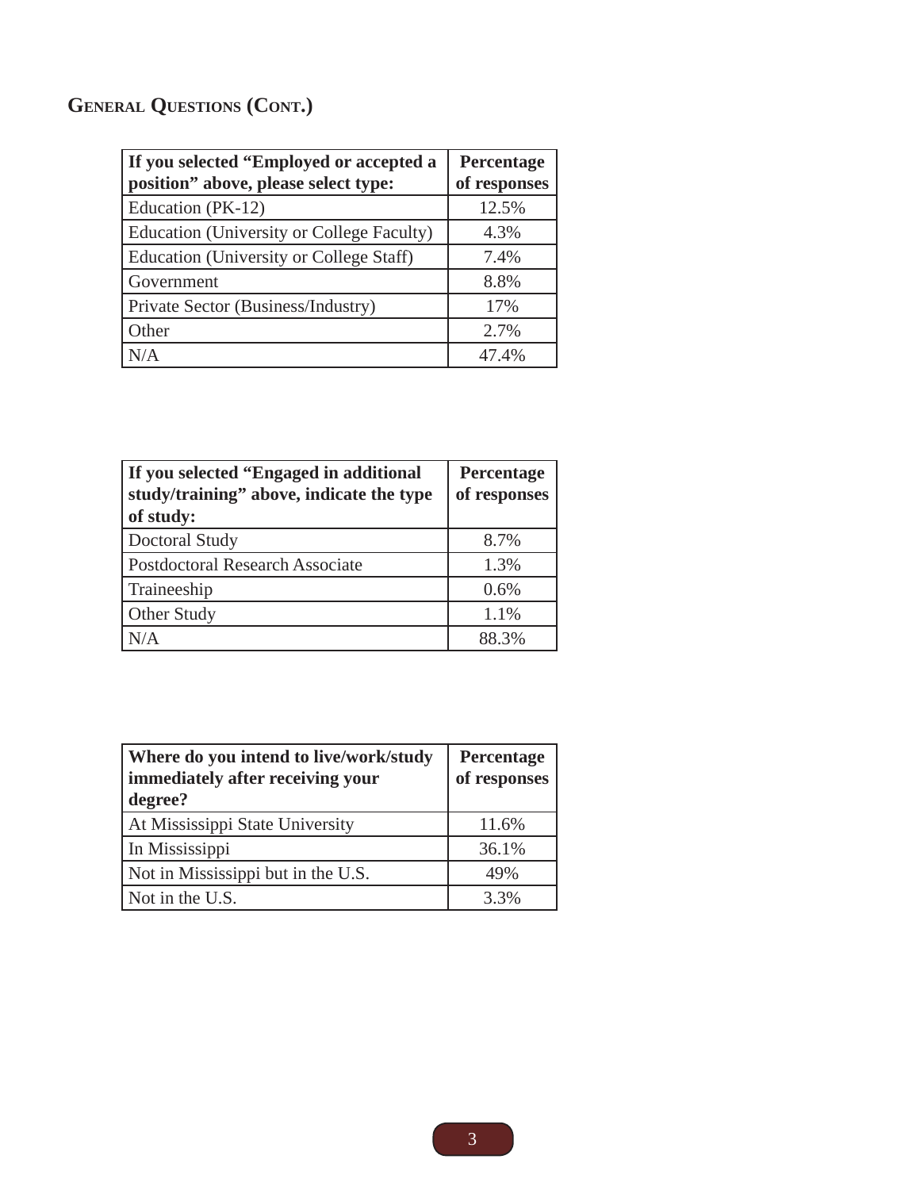## General Questions (Cont.)

| If you selected "Employed or accepted a position" above, please select type: | Percentage of responses |
|---|---|
| Education (PK-12) | 12.5% |
| Education (University or College Faculty) | 4.3% |
| Education (University or College Staff) | 7.4% |
| Government | 8.8% |
| Private Sector (Business/Industry) | 17% |
| Other | 2.7% |
| N/A | 47.4% |

| If you selected "Engaged in additional study/training" above, indicate the type of study: | Percentage of responses |
|---|---|
| Doctoral Study | 8.7% |
| Postdoctoral Research Associate | 1.3% |
| Traineeship | 0.6% |
| Other Study | 1.1% |
| N/A | 88.3% |

| Where do you intend to live/work/study immediately after receiving your degree? | Percentage of responses |
|---|---|
| At Mississippi State University | 11.6% |
| In Mississippi | 36.1% |
| Not in Mississippi but in the U.S. | 49% |
| Not in the U.S. | 3.3% |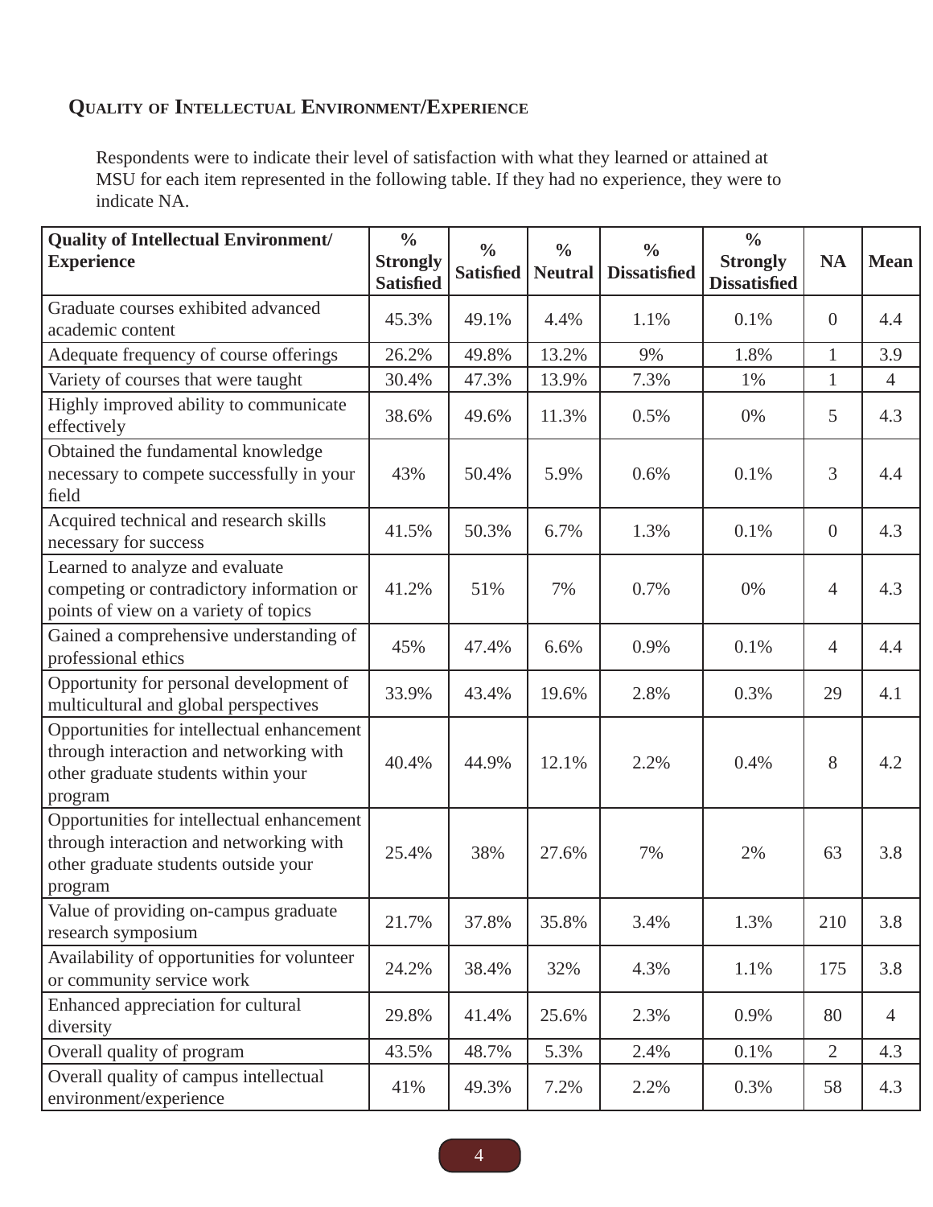## Quality of Intellectual Environment/Experience

Respondents were to indicate their level of satisfaction with what they learned or attained at MSU for each item represented in the following table. If they had no experience, they were to indicate NA.

| Quality of Intellectual Environment/ Experience | % Strongly Satisfied | % Satisfied | % Neutral | % Dissatisfied | % Strongly Dissatisfied | NA | Mean |
|---|---|---|---|---|---|---|---|
| Graduate courses exhibited advanced academic content | 45.3% | 49.1% | 4.4% | 1.1% | 0.1% | 0 | 4.4 |
| Adequate frequency of course offerings | 26.2% | 49.8% | 13.2% | 9% | 1.8% | 1 | 3.9 |
| Variety of courses that were taught | 30.4% | 47.3% | 13.9% | 7.3% | 1% | 1 | 4 |
| Highly improved ability to communicate effectively | 38.6% | 49.6% | 11.3% | 0.5% | 0% | 5 | 4.3 |
| Obtained the fundamental knowledge necessary to compete successfully in your field | 43% | 50.4% | 5.9% | 0.6% | 0.1% | 3 | 4.4 |
| Acquired technical and research skills necessary for success | 41.5% | 50.3% | 6.7% | 1.3% | 0.1% | 0 | 4.3 |
| Learned to analyze and evaluate competing or contradictory information or points of view on a variety of topics | 41.2% | 51% | 7% | 0.7% | 0% | 4 | 4.3 |
| Gained a comprehensive understanding of professional ethics | 45% | 47.4% | 6.6% | 0.9% | 0.1% | 4 | 4.4 |
| Opportunity for personal development of multicultural and global perspectives | 33.9% | 43.4% | 19.6% | 2.8% | 0.3% | 29 | 4.1 |
| Opportunities for intellectual enhancement through interaction and networking with other graduate students within your program | 40.4% | 44.9% | 12.1% | 2.2% | 0.4% | 8 | 4.2 |
| Opportunities for intellectual enhancement through interaction and networking with other graduate students outside your program | 25.4% | 38% | 27.6% | 7% | 2% | 63 | 3.8 |
| Value of providing on-campus graduate research symposium | 21.7% | 37.8% | 35.8% | 3.4% | 1.3% | 210 | 3.8 |
| Availability of opportunities for volunteer or community service work | 24.2% | 38.4% | 32% | 4.3% | 1.1% | 175 | 3.8 |
| Enhanced appreciation for cultural diversity | 29.8% | 41.4% | 25.6% | 2.3% | 0.9% | 80 | 4 |
| Overall quality of program | 43.5% | 48.7% | 5.3% | 2.4% | 0.1% | 2 | 4.3 |
| Overall quality of campus intellectual environment/experience | 41% | 49.3% | 7.2% | 2.2% | 0.3% | 58 | 4.3 |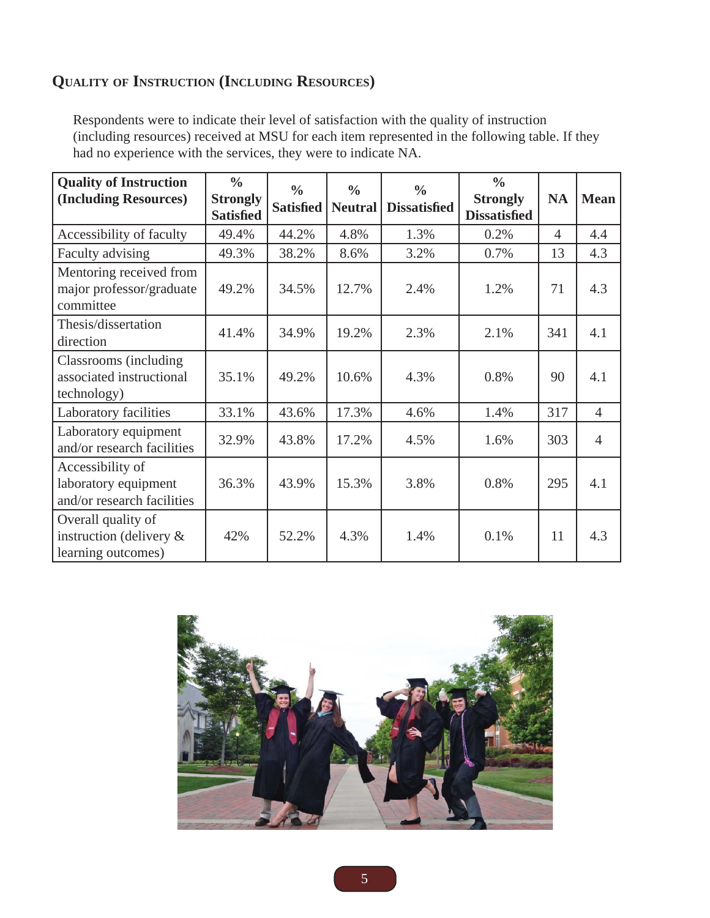## Quality of Instruction (Including Resources)

Respondents were to indicate their level of satisfaction with the quality of instruction (including resources) received at MSU for each item represented in the following table. If they had no experience with the services, they were to indicate NA.

| Quality of Instruction (Including Resources) | % Strongly Satisfied | % Satisfied | % Neutral | % Dissatisfied | % Strongly Dissatisfied | NA | Mean |
|---|---|---|---|---|---|---|---|
| Accessibility of faculty | 49.4% | 44.2% | 4.8% | 1.3% | 0.2% | 4 | 4.4 |
| Faculty advising | 49.3% | 38.2% | 8.6% | 3.2% | 0.7% | 13 | 4.3 |
| Mentoring received from major professor/graduate committee | 49.2% | 34.5% | 12.7% | 2.4% | 1.2% | 71 | 4.3 |
| Thesis/dissertation direction | 41.4% | 34.9% | 19.2% | 2.3% | 2.1% | 341 | 4.1 |
| Classrooms (including associated instructional technology) | 35.1% | 49.2% | 10.6% | 4.3% | 0.8% | 90 | 4.1 |
| Laboratory facilities | 33.1% | 43.6% | 17.3% | 4.6% | 1.4% | 317 | 4 |
| Laboratory equipment and/or research facilities | 32.9% | 43.8% | 17.2% | 4.5% | 1.6% | 303 | 4 |
| Accessibility of laboratory equipment and/or research facilities | 36.3% | 43.9% | 15.3% | 3.8% | 0.8% | 295 | 4.1 |
| Overall quality of instruction (delivery & learning outcomes) | 42% | 52.2% | 4.3% | 1.4% | 0.1% | 11 | 4.3 |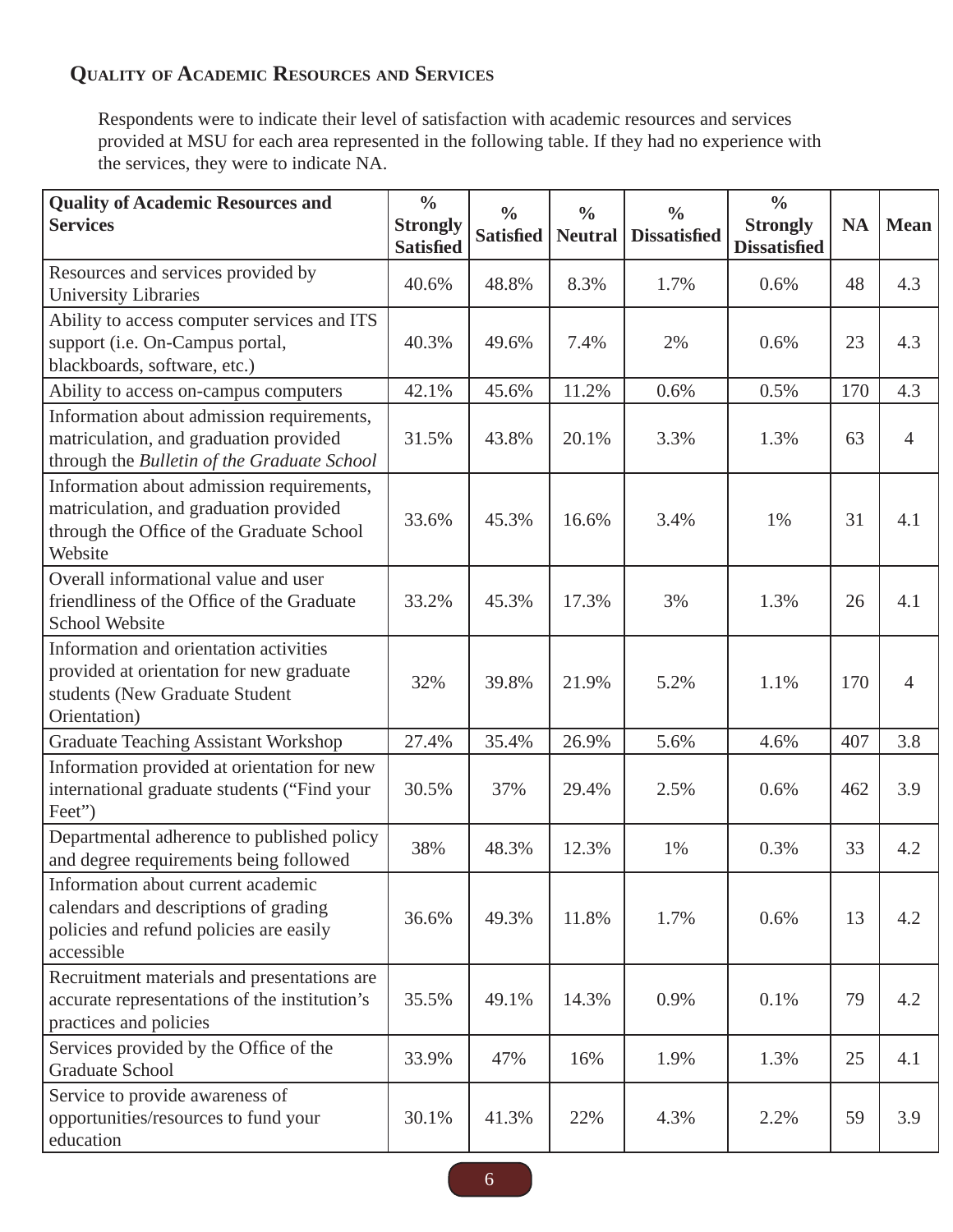### Quality of Academic Resources and Services

Respondents were to indicate their level of satisfaction with academic resources and services provided at MSU for each area represented in the following table. If they had no experience with the services, they were to indicate NA.

| Quality of Academic Resources and Services | % Strongly Satisfied | % Satisfied | % Neutral | % Dissatisfied | % Strongly Dissatisfied | NA | Mean |
|---|---|---|---|---|---|---|---|
| Resources and services provided by University Libraries | 40.6% | 48.8% | 8.3% | 1.7% | 0.6% | 48 | 4.3 |
| Ability to access computer services and ITS support (i.e. On-Campus portal, blackboards, software, etc.) | 40.3% | 49.6% | 7.4% | 2% | 0.6% | 23 | 4.3 |
| Ability to access on-campus computers | 42.1% | 45.6% | 11.2% | 0.6% | 0.5% | 170 | 4.3 |
| Information about admission requirements, matriculation, and graduation provided through the *Bulletin of the Graduate School* | 31.5% | 43.8% | 20.1% | 3.3% | 1.3% | 63 | 4 |
| Information about admission requirements, matriculation, and graduation provided through the Office of the Graduate School Website | 33.6% | 45.3% | 16.6% | 3.4% | 1% | 31 | 4.1 |
| Overall informational value and user friendliness of the Office of the Graduate School Website | 33.2% | 45.3% | 17.3% | 3% | 1.3% | 26 | 4.1 |
| Information and orientation activities provided at orientation for new graduate students (New Graduate Student Orientation) | 32% | 39.8% | 21.9% | 5.2% | 1.1% | 170 | 4 |
| Graduate Teaching Assistant Workshop | 27.4% | 35.4% | 26.9% | 5.6% | 4.6% | 407 | 3.8 |
| Information provided at orientation for new international graduate students ("Find your Feet") | 30.5% | 37% | 29.4% | 2.5% | 0.6% | 462 | 3.9 |
| Departmental adherence to published policy and degree requirements being followed | 38% | 48.3% | 12.3% | 1% | 0.3% | 33 | 4.2 |
| Information about current academic calendars and descriptions of grading policies and refund policies are easily accessible | 36.6% | 49.3% | 11.8% | 1.7% | 0.6% | 13 | 4.2 |
| Recruitment materials and presentations are accurate representations of the institution's practices and policies | 35.5% | 49.1% | 14.3% | 0.9% | 0.1% | 79 | 4.2 |
| Services provided by the Office of the Graduate School | 33.9% | 47% | 16% | 1.9% | 1.3% | 25 | 4.1 |
| Service to provide awareness of opportunities/resources to fund your education | 30.1% | 41.3% | 22% | 4.3% | 2.2% | 59 | 3.9 |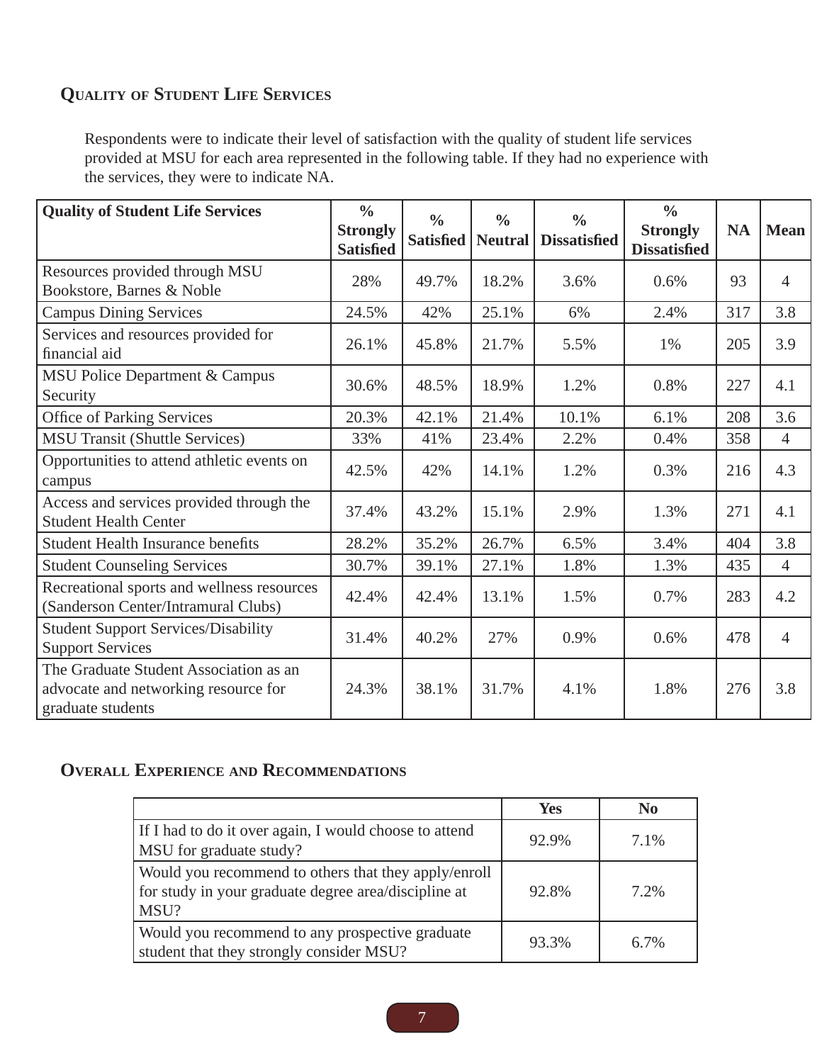## Quality of Student Life Services

Respondents were to indicate their level of satisfaction with the quality of student life services provided at MSU for each area represented in the following table. If they had no experience with the services, they were to indicate NA.

| Quality of Student Life Services | % Strongly Satisfied | % Satisfied | % Neutral | % Dissatisfied | % Strongly Dissatisfied | NA | Mean |
|---|---|---|---|---|---|---|---|
| Resources provided through MSU Bookstore, Barnes & Noble | 28% | 49.7% | 18.2% | 3.6% | 0.6% | 93 | 4 |
| Campus Dining Services | 24.5% | 42% | 25.1% | 6% | 2.4% | 317 | 3.8 |
| Services and resources provided for financial aid | 26.1% | 45.8% | 21.7% | 5.5% | 1% | 205 | 3.9 |
| MSU Police Department & Campus Security | 30.6% | 48.5% | 18.9% | 1.2% | 0.8% | 227 | 4.1 |
| Office of Parking Services | 20.3% | 42.1% | 21.4% | 10.1% | 6.1% | 208 | 3.6 |
| MSU Transit (Shuttle Services) | 33% | 41% | 23.4% | 2.2% | 0.4% | 358 | 4 |
| Opportunities to attend athletic events on campus | 42.5% | 42% | 14.1% | 1.2% | 0.3% | 216 | 4.3 |
| Access and services provided through the Student Health Center | 37.4% | 43.2% | 15.1% | 2.9% | 1.3% | 271 | 4.1 |
| Student Health Insurance benefits | 28.2% | 35.2% | 26.7% | 6.5% | 3.4% | 404 | 3.8 |
| Student Counseling Services | 30.7% | 39.1% | 27.1% | 1.8% | 1.3% | 435 | 4 |
| Recreational sports and wellness resources (Sanderson Center/Intramural Clubs) | 42.4% | 42.4% | 13.1% | 1.5% | 0.7% | 283 | 4.2 |
| Student Support Services/Disability Support Services | 31.4% | 40.2% | 27% | 0.9% | 0.6% | 478 | 4 |
| The Graduate Student Association as an advocate and networking resource for graduate students | 24.3% | 38.1% | 31.7% | 4.1% | 1.8% | 276 | 3.8 |

## Overall Experience and Recommendations

| | Yes | No |
|---|---|---|
| If I had to do it over again, I would choose to attend MSU for graduate study? | 92.9% | 7.1% |
| Would you recommend to others that they apply/enroll for study in your graduate degree area/discipline at MSU? | 92.8% | 7.2% |
| Would you recommend to any prospective graduate student that they strongly consider MSU? | 93.3% | 6.7% |